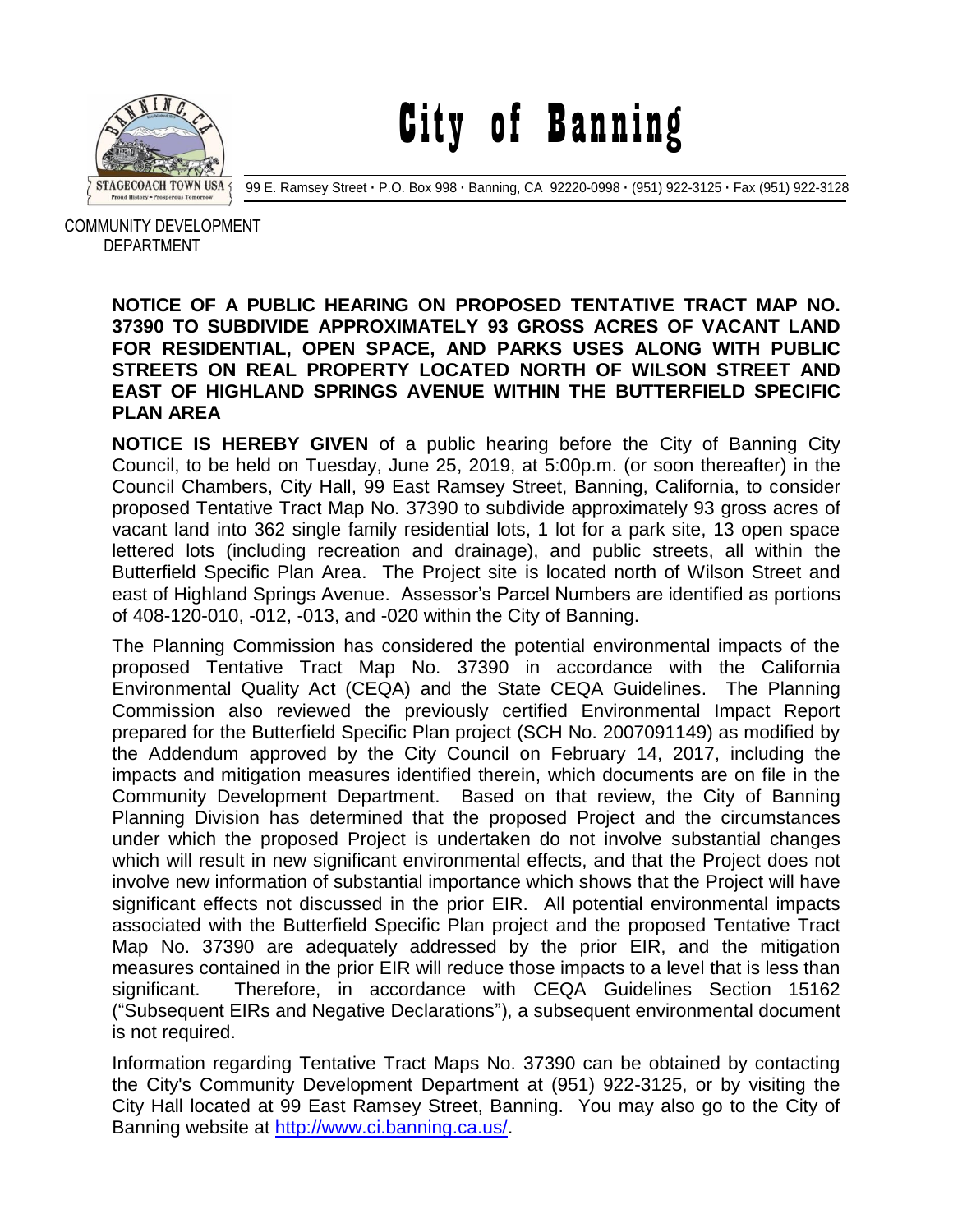# City of Banning

99 E. Ramsey Street · P.O. Box 998 · Banning, CA 92220-0998 · (951) 922-3125 · Fax (951) 922-3128

COMMUNITY DEVELOPMENT DEPARTMENT

**NOTICE OF A PUBLIC HEARING ON PROPOSED TENTATIVE TRACT MAP NO. 37390 TO SUBDIVIDE APPROXIMATELY 93 GROSS ACRES OF VACANT LAND FOR RESIDENTIAL, OPEN SPACE, AND PARKS USES ALONG WITH PUBLIC STREETS ON REAL PROPERTY LOCATED NORTH OF WILSON STREET AND EAST OF HIGHLAND SPRINGS AVENUE WITHIN THE BUTTERFIELD SPECIFIC PLAN AREA**

**NOTICE IS HEREBY GIVEN** of a public hearing before the City of Banning City Council, to be held on Tuesday, June 25, 2019, at 5:00p.m. (or soon thereafter) in the Council Chambers, City Hall, 99 East Ramsey Street, Banning, California, to consider proposed Tentative Tract Map No. 37390 to subdivide approximately 93 gross acres of vacant land into 362 single family residential lots, 1 lot for a park site, 13 open space lettered lots (including recreation and drainage), and public streets, all within the Butterfield Specific Plan Area. The Project site is located north of Wilson Street and east of Highland Springs Avenue. Assessor's Parcel Numbers are identified as portions of 408-120-010, -012, -013, and -020 within the City of Banning.

The Planning Commission has considered the potential environmental impacts of the proposed Tentative Tract Map No. 37390 in accordance with the California Environmental Quality Act (CEQA) and the State CEQA Guidelines. The Planning Commission also reviewed the previously certified Environmental Impact Report prepared for the Butterfield Specific Plan project (SCH No. 2007091149) as modified by the Addendum approved by the City Council on February 14, 2017, including the impacts and mitigation measures identified therein, which documents are on file in the Community Development Department. Based on that review, the City of Banning Planning Division has determined that the proposed Project and the circumstances under which the proposed Project is undertaken do not involve substantial changes which will result in new significant environmental effects, and that the Project does not involve new information of substantial importance which shows that the Project will have significant effects not discussed in the prior EIR. All potential environmental impacts associated with the Butterfield Specific Plan project and the proposed Tentative Tract Map No. 37390 are adequately addressed by the prior EIR, and the mitigation measures contained in the prior EIR will reduce those impacts to a level that is less than significant. Therefore, in accordance with CEQA Guidelines Section 15162 ("Subsequent EIRs and Negative Declarations"), a subsequent environmental document is not required.

Information regarding Tentative Tract Maps No. 37390 can be obtained by contacting the City's Community Development Department at (951) 922-3125, or by visiting the City Hall located at 99 East Ramsey Street, Banning. You may also go to the City of Banning website at [http://www.ci.banning.ca.us/](http://www.ci.banning.ca.us/).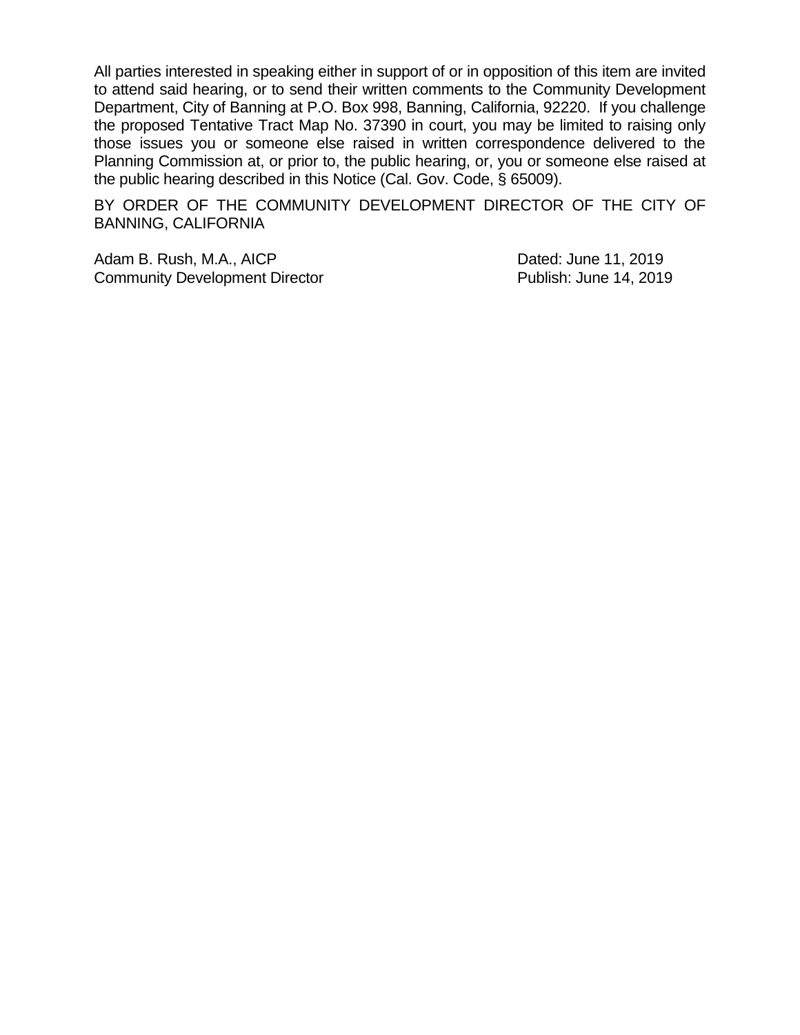All parties interested in speaking either in support of or in opposition of this item are invited to attend said hearing, or to send their written comments to the Community Development Department, City of Banning at P.O. Box 998, Banning, California, 92220. If you challenge the proposed Tentative Tract Map No. 37390 in court, you may be limited to raising only those issues you or someone else raised in written correspondence delivered to the Planning Commission at, or prior to, the public hearing, or, you or someone else raised at the public hearing described in this Notice (Cal. Gov. Code, § 65009).

BY ORDER OF THE COMMUNITY DEVELOPMENT DIRECTOR OF THE CITY OF BANNING, CALIFORNIA

Adam B. Rush, M.A., AICP
Community Development Director

Dated: June 11, 2019
Publish: June 14, 2019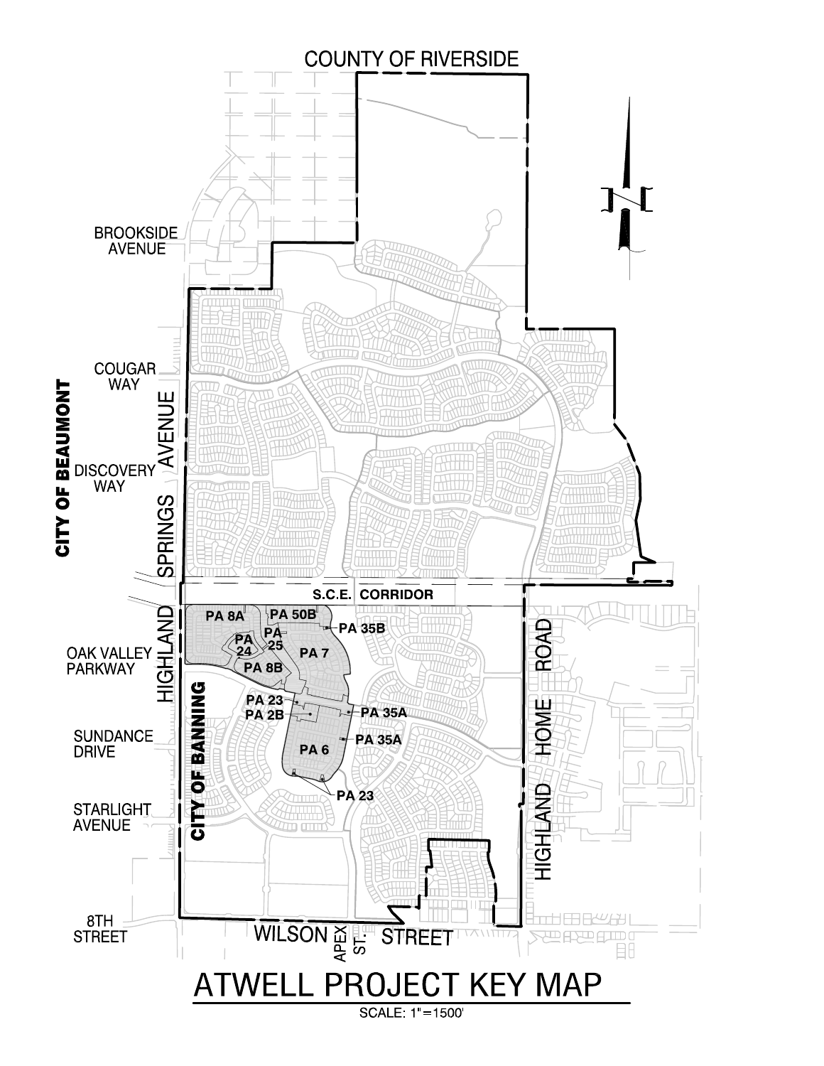COUNTY OF RIVERSIDE

BROOKSIDE AVENUE

COUGAR WAY

DISCOVERY WAY

CITY OF BEAUMONT

HIGHLAND SPRINGS AVENUE

S.C.E. CORRIDOR

PA 8A

PA 50B

PA 35B

PA 24

PA 25

PA 7

OAK VALLEY PARKWAY

PA 8B

PA 23

PA 2B

PA 35A

SUNDANCE DRIVE

PA 6

PA 35A

CITY OF BANNING

PA 23

STARLIGHT AVENUE

HIGHLAND HOME ROAD

8TH STREET

WILSON

APEX ST.

STREET

# ATWELL PROJECT KEY MAP

SCALE: 1"=1500'